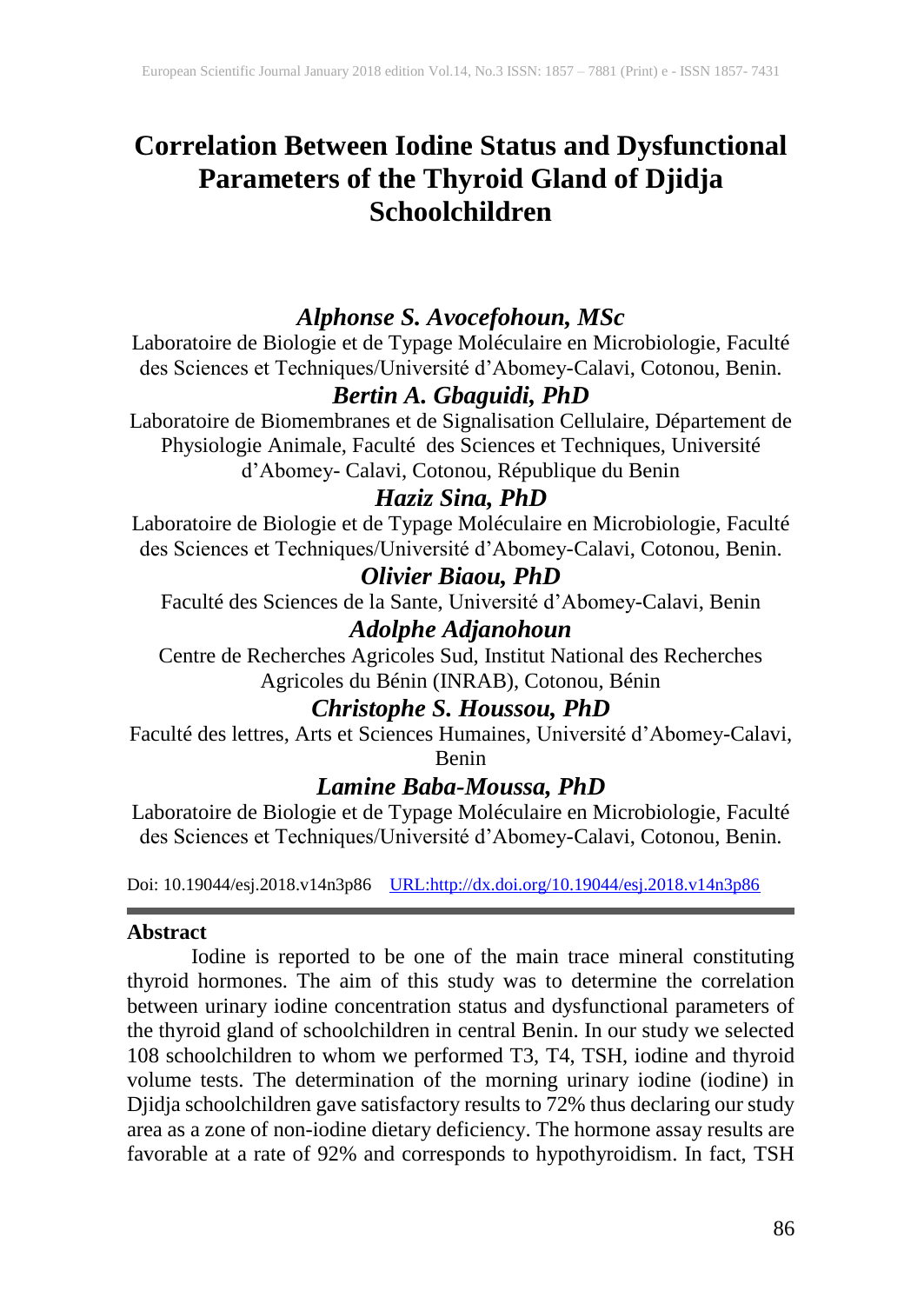# Correlation Between Iodine Status and Dysfunctional Parameters of the Thyroid Gland of Djidja Schoolchildren

***Alphonse S. Avocefohoun, MSc***

Laboratoire de Biologie et de Typage Moléculaire en Microbiologie, Faculté des Sciences et Techniques/Université d'Abomey-Calavi, Cotonou, Benin.

***Bertin A. Gbaguidi, PhD***

Laboratoire de Biomembranes et de Signalisation Cellulaire, Département de Physiologie Animale, Faculté des Sciences et Techniques, Université d'Abomey- Calavi, Cotonou, République du Benin

***Haziz Sina, PhD***

Laboratoire de Biologie et de Typage Moléculaire en Microbiologie, Faculté des Sciences et Techniques/Université d'Abomey-Calavi, Cotonou, Benin.

***Olivier Biaou, PhD***

Faculté des Sciences de la Sante, Université d'Abomey-Calavi, Benin

***Adolphe Adjanohoun***

Centre de Recherches Agricoles Sud, Institut National des Recherches Agricoles du Bénin (INRAB), Cotonou, Bénin

***Christophe S. Houssou, PhD***

Faculté des lettres, Arts et Sciences Humaines, Université d'Abomey-Calavi, Benin

***Lamine Baba-Moussa, PhD***

Laboratoire de Biologie et de Typage Moléculaire en Microbiologie, Faculté des Sciences et Techniques/Université d'Abomey-Calavi, Cotonou, Benin.

Doi: 10.19044/esj.2018.v14n3p86 URL:http://dx.doi.org/10.19044/esj.2018.v14n3p86

## Abstract

Iodine is reported to be one of the main trace mineral constituting thyroid hormones. The aim of this study was to determine the correlation between urinary iodine concentration status and dysfunctional parameters of the thyroid gland of schoolchildren in central Benin. In our study we selected 108 schoolchildren to whom we performed T3, T4, TSH, iodine and thyroid volume tests. The determination of the morning urinary iodine (iodine) in Djidja schoolchildren gave satisfactory results to 72% thus declaring our study area as a zone of non-iodine dietary deficiency. The hormone assay results are favorable at a rate of 92% and corresponds to hypothyroidism. In fact, TSH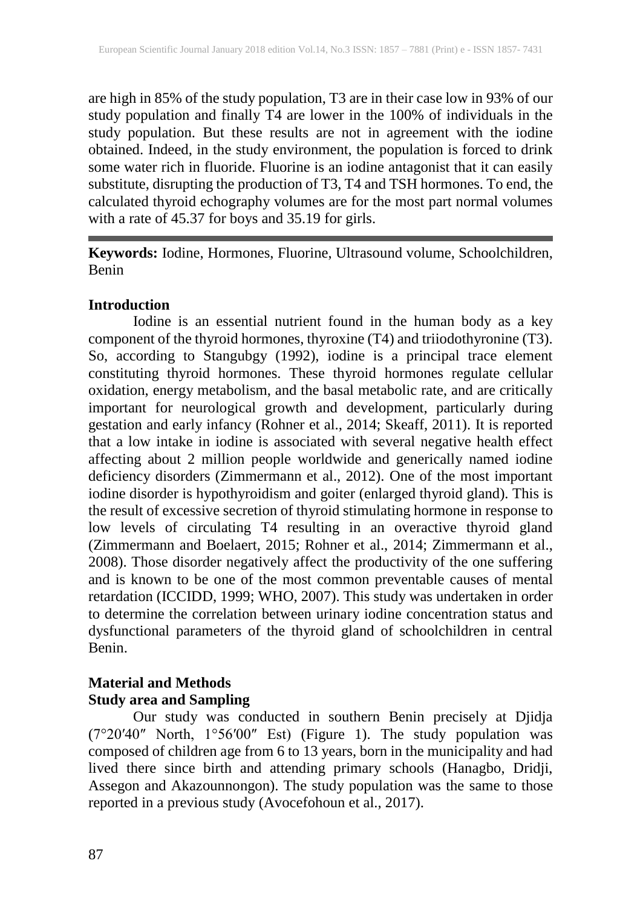are high in 85% of the study population, T3 are in their case low in 93% of our study population and finally T4 are lower in the 100% of individuals in the study population. But these results are not in agreement with the iodine obtained. Indeed, in the study environment, the population is forced to drink some water rich in fluoride. Fluorine is an iodine antagonist that it can easily substitute, disrupting the production of T3, T4 and TSH hormones. To end, the calculated thyroid echography volumes are for the most part normal volumes with a rate of 45.37 for boys and 35.19 for girls.

---

**Keywords:** Iodine, Hormones, Fluorine, Ultrasound volume, Schoolchildren, Benin

## Introduction

Iodine is an essential nutrient found in the human body as a key component of the thyroid hormones, thyroxine (T4) and triiodothyronine (T3). So, according to Stangubgy (1992), iodine is a principal trace element constituting thyroid hormones. These thyroid hormones regulate cellular oxidation, energy metabolism, and the basal metabolic rate, and are critically important for neurological growth and development, particularly during gestation and early infancy (Rohner et al., 2014; Skeaff, 2011). It is reported that a low intake in iodine is associated with several negative health effect affecting about 2 million people worldwide and generically named iodine deficiency disorders (Zimmermann et al., 2012). One of the most important iodine disorder is hypothyroidism and goiter (enlarged thyroid gland). This is the result of excessive secretion of thyroid stimulating hormone in response to low levels of circulating T4 resulting in an overactive thyroid gland (Zimmermann and Boelaert, 2015; Rohner et al., 2014; Zimmermann et al., 2008). Those disorder negatively affect the productivity of the one suffering and is known to be one of the most common preventable causes of mental retardation (ICCIDD, 1999; WHO, 2007). This study was undertaken in order to determine the correlation between urinary iodine concentration status and dysfunctional parameters of the thyroid gland of schoolchildren in central Benin.

## Material and Methods

### Study area and Sampling

Our study was conducted in southern Benin precisely at Djidja (7°20′40″ North, 1°56′00″ Est) (Figure 1). The study population was composed of children age from 6 to 13 years, born in the municipality and had lived there since birth and attending primary schools (Hanagbo, Dridji, Assegon and Akazounnongon). The study population was the same to those reported in a previous study (Avocefohoun et al., 2017).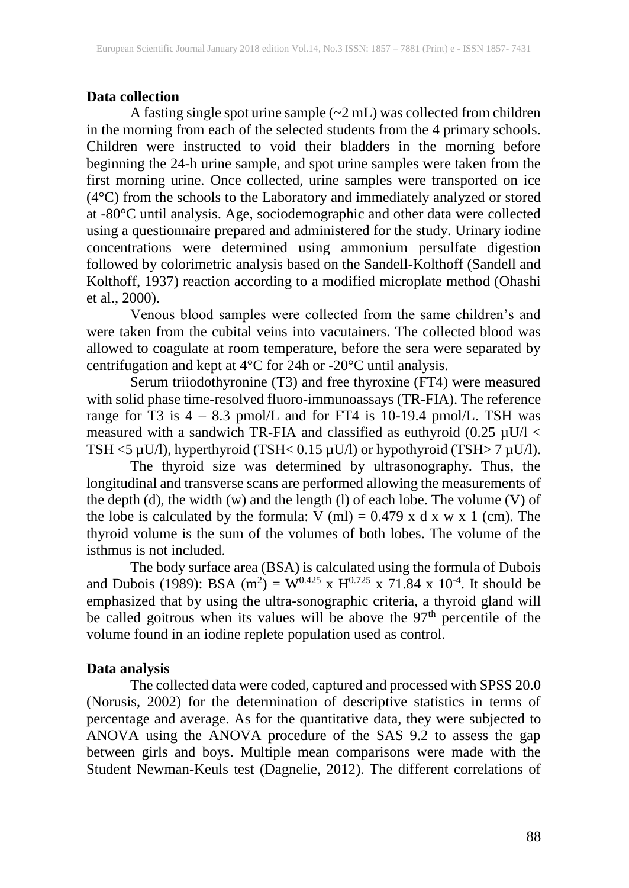### Data collection

A fasting single spot urine sample (~2 mL) was collected from children in the morning from each of the selected students from the 4 primary schools. Children were instructed to void their bladders in the morning before beginning the 24-h urine sample, and spot urine samples were taken from the first morning urine. Once collected, urine samples were transported on ice (4°C) from the schools to the Laboratory and immediately analyzed or stored at -80°C until analysis. Age, sociodemographic and other data were collected using a questionnaire prepared and administered for the study. Urinary iodine concentrations were determined using ammonium persulfate digestion followed by colorimetric analysis based on the Sandell-Kolthoff (Sandell and Kolthoff, 1937) reaction according to a modified microplate method (Ohashi et al., 2000).

Venous blood samples were collected from the same children's and were taken from the cubital veins into vacutainers. The collected blood was allowed to coagulate at room temperature, before the sera were separated by centrifugation and kept at 4°C for 24h or -20°C until analysis.

Serum triiodothyronine (T3) and free thyroxine (FT4) were measured with solid phase time-resolved fluoro-immunoassays (TR-FIA). The reference range for T3 is 4 – 8.3 pmol/L and for FT4 is 10-19.4 pmol/L. TSH was measured with a sandwich TR-FIA and classified as euthyroid (0.25 µU/l < TSH <5 µU/l), hyperthyroid (TSH< 0.15 µU/l) or hypothyroid (TSH> 7 µU/l).

The thyroid size was determined by ultrasonography. Thus, the longitudinal and transverse scans are performed allowing the measurements of the depth (d), the width (w) and the length (l) of each lobe. The volume (V) of the lobe is calculated by the formula: V (ml) = 0.479 x d x w x 1 (cm). The thyroid volume is the sum of the volumes of both lobes. The volume of the isthmus is not included.

The body surface area (BSA) is calculated using the formula of Dubois and Dubois (1989): BSA ($m^2$) = $W^{0.425} \times H^{0.725} \times 71.84 \times 10^{-4}$. It should be emphasized that by using the ultra-sonographic criteria, a thyroid gland will be called goitrous when its values will be above the 97th percentile of the volume found in an iodine replete population used as control.

### Data analysis

The collected data were coded, captured and processed with SPSS 20.0 (Norusis, 2002) for the determination of descriptive statistics in terms of percentage and average. As for the quantitative data, they were subjected to ANOVA using the ANOVA procedure of the SAS 9.2 to assess the gap between girls and boys. Multiple mean comparisons were made with the Student Newman-Keuls test (Dagnelie, 2012). The different correlations of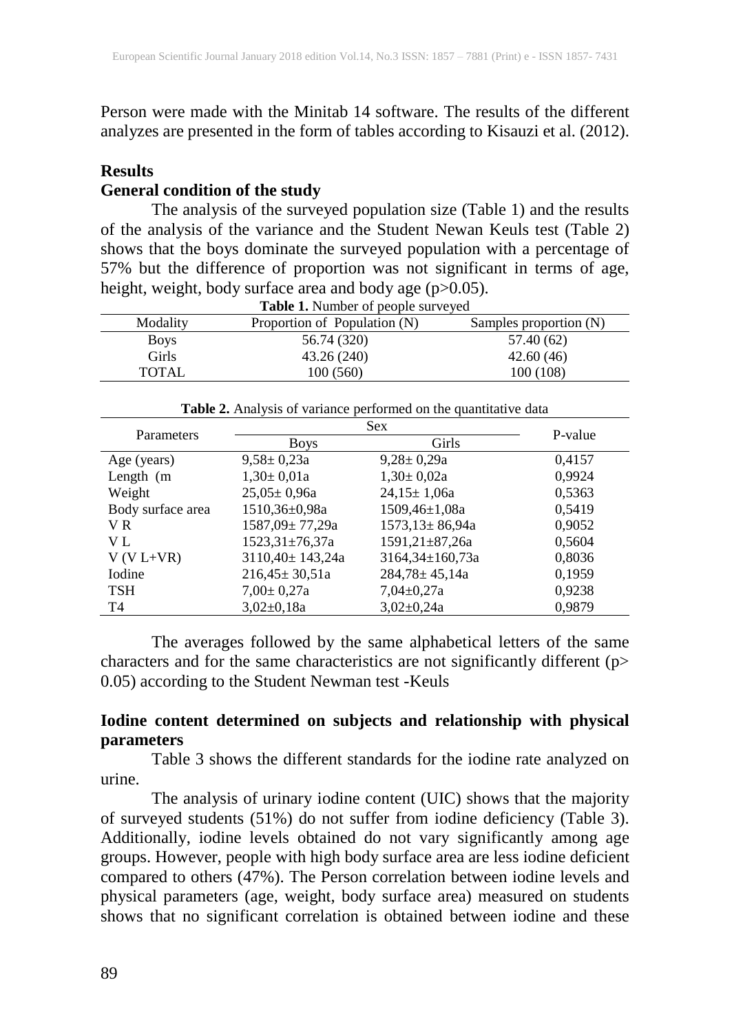Person were made with the Minitab 14 software. The results of the different analyzes are presented in the form of tables according to Kisauzi et al. (2012).

## Results

### General condition of the study

The analysis of the surveyed population size (Table 1) and the results of the analysis of the variance and the Student Newan Keuls test (Table 2) shows that the boys dominate the surveyed population with a percentage of 57% but the difference of proportion was not significant in terms of age, height, weight, body surface area and body age ($p>0.05$).

**Table 1.** Number of people surveyed

| Modality | Proportion of Population (N) | Samples proportion (N) |
|---|---|---|
| Boys | 56.74 (320) | 57.40 (62) |
| Girls | 43.26 (240) | 42.60 (46) |
| TOTAL | 100 (560) | 100 (108) |

**Table 2.** Analysis of variance performed on the quantitative data

| Parameters | Sex | | P-value |
|---|---|---|---|
| | Boys | Girls | |
| Age (years) | 9,58± 0,23a | 9,28± 0,29a | 0,4157 |
| Length (m | 1,30± 0,01a | 1,30± 0,02a | 0,9924 |
| Weight | 25,05± 0,96a | 24,15± 1,06a | 0,5363 |
| Body surface area | 1510,36±0,98a | 1509,46±1,08a | 0,5419 |
| V R | 1587,09± 77,29a | 1573,13± 86,94a | 0,9052 |
| V L | 1523,31±76,37a | 1591,21±87,26a | 0,5604 |
| V (V L+VR) | 3110,40± 143,24a | 3164,34±160,73a | 0,8036 |
| Iodine | 216,45± 30,51a | 284,78± 45,14a | 0,1959 |
| TSH | 7,00± 0,27a | 7,04±0,27a | 0,9238 |
| T4 | 3,02±0,18a | 3,02±0,24a | 0,9879 |

The averages followed by the same alphabetical letters of the same characters and for the same characteristics are not significantly different ($p> 0.05$) according to the Student Newman test -Keuls

### Iodine content determined on subjects and relationship with physical parameters

Table 3 shows the different standards for the iodine rate analyzed on urine.

The analysis of urinary iodine content (UIC) shows that the majority of surveyed students (51%) do not suffer from iodine deficiency (Table 3). Additionally, iodine levels obtained do not vary significantly among age groups. However, people with high body surface area are less iodine deficient compared to others (47%). The Person correlation between iodine levels and physical parameters (age, weight, body surface area) measured on students shows that no significant correlation is obtained between iodine and these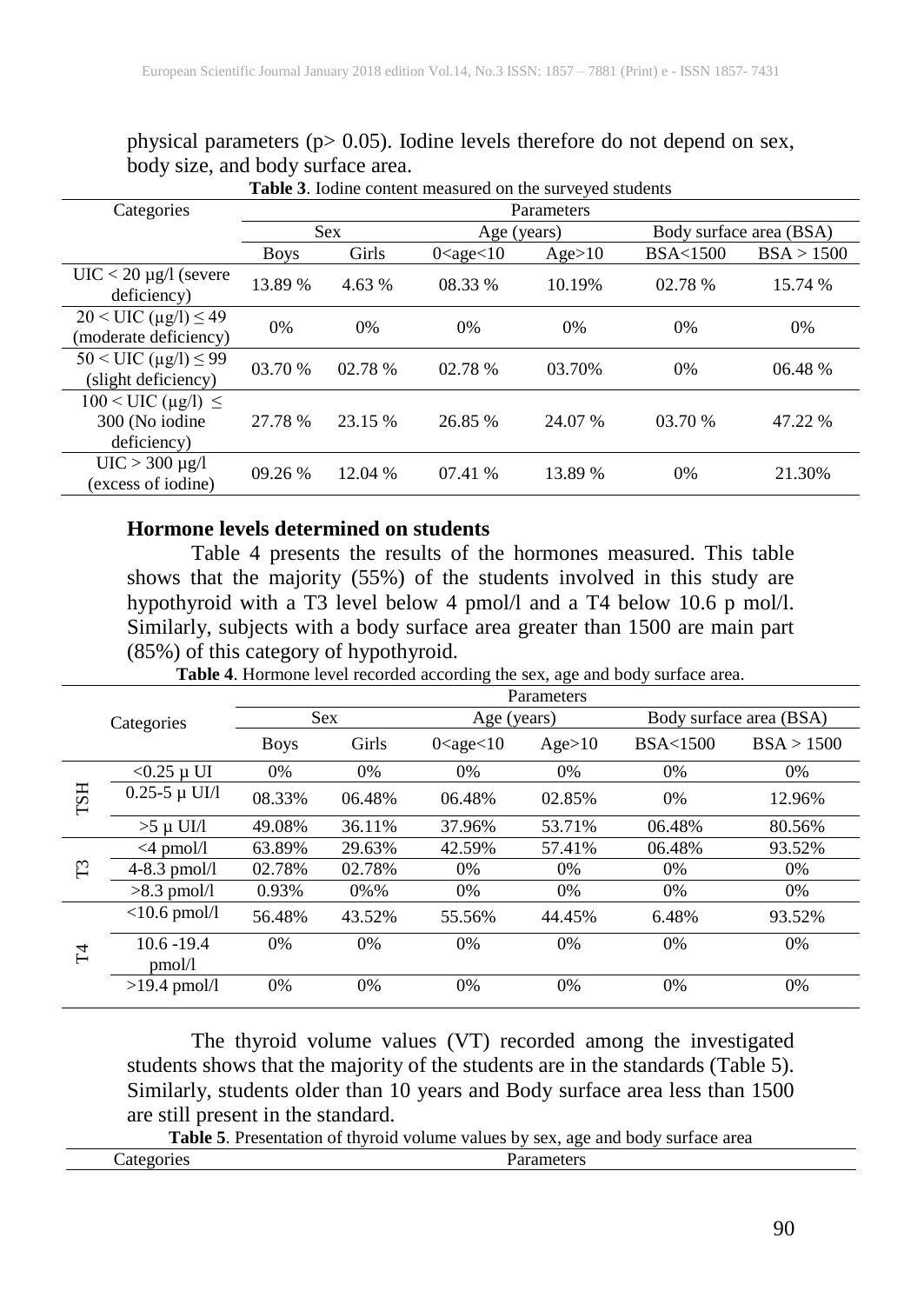physical parameters ($p > 0.05$). Iodine levels therefore do not depend on sex, body size, and body surface area.

**Table 3**. Iodine content measured on the surveyed students

| Categories | Parameters | | | | | |
|---|---|---|---|---|---|---|
| | Sex | | Age (years) | | Body surface area (BSA) | |
| | Boys | Girls | 0<age<10 | Age>10 | BSA<1500 | BSA > 1500 |
| UIC < 20 µg/l (severe deficiency) | 13.89 % | 4.63 % | 08.33 % | 10.19% | 02.78 % | 15.74 % |
| 20 < UIC (µg/l) ≤ 49 (moderate deficiency) | 0% | 0% | 0% | 0% | 0% | 0% |
| 50 < UIC (µg/l) ≤ 99 (slight deficiency) | 03.70 % | 02.78 % | 02.78 % | 03.70% | 0% | 06.48 % |
| 100 < UIC (µg/l) ≤ 300 (No iodine deficiency) | 27.78 % | 23.15 % | 26.85 % | 24.07 % | 03.70 % | 47.22 % |
| UIC > 300 µg/l (excess of iodine) | 09.26 % | 12.04 % | 07.41 % | 13.89 % | 0% | 21.30% |

**Hormone levels determined on students**

Table 4 presents the results of the hormones measured. This table shows that the majority (55%) of the students involved in this study are hypothyroid with a T3 level below 4 pmol/l and a T4 below 10.6 p mol/l. Similarly, subjects with a body surface area greater than 1500 are main part (85%) of this category of hypothyroid.

**Table 4**. Hormone level recorded according the sex, age and body surface area.

| Categories | | Parameters | | | | | |
|---|---|---|---|---|---|---|---|
| | | Sex | | Age (years) | | Body surface area (BSA) | |
| | | Boys | Girls | 0<age<10 | Age>10 | BSA<1500 | BSA > 1500 |
| TSH | <0.25 µ UI | 0% | 0% | 0% | 0% | 0% | 0% |
| | 0.25-5 µ UI/l | 08.33% | 06.48% | 06.48% | 02.85% | 0% | 12.96% |
| | >5 µ UI/l | 49.08% | 36.11% | 37.96% | 53.71% | 06.48% | 80.56% |
| T3 | <4 pmol/l | 63.89% | 29.63% | 42.59% | 57.41% | 06.48% | 93.52% |
| | 4-8.3 pmol/l | 02.78% | 02.78% | 0% | 0% | 0% | 0% |
| | >8.3 pmol/l | 0.93% | 0%% | 0% | 0% | 0% | 0% |
| T4 | <10.6 pmol/l | 56.48% | 43.52% | 55.56% | 44.45% | 6.48% | 93.52% |
| | 10.6 -19.4 pmol/l | 0% | 0% | 0% | 0% | 0% | 0% |
| | >19.4 pmol/l | 0% | 0% | 0% | 0% | 0% | 0% |

The thyroid volume values (VT) recorded among the investigated students shows that the majority of the students are in the standards (Table 5). Similarly, students older than 10 years and Body surface area less than 1500 are still present in the standard.

**Table 5**. Presentation of thyroid volume values by sex, age and body surface area

| Categories | Parameters |
|---|---|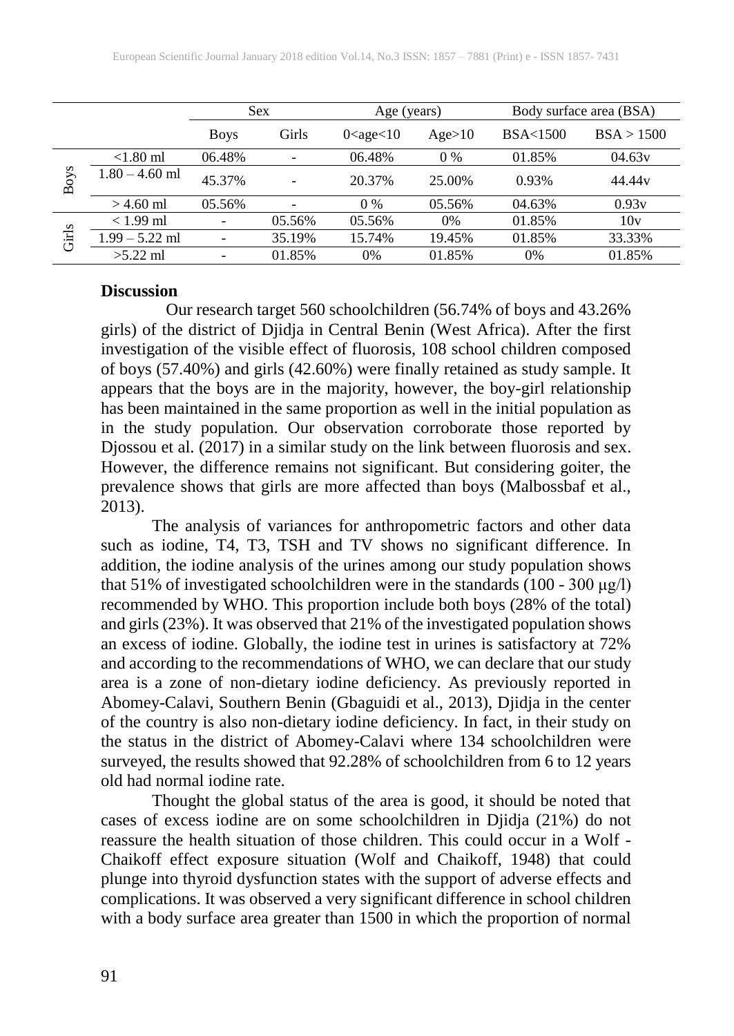| | | Sex | | Age (years) | | Body surface area (BSA) | |
|---|---|---|---|---|---|---|---|
| | | Boys | Girls | 0<age<10 | Age>10 | BSA<1500 | BSA > 1500 |
| Boys | <1.80 ml | 06.48% | - | 06.48% | 0 % | 01.85% | 04.63v |
| | 1.80 – 4.60 ml | 45.37% | - | 20.37% | 25.00% | 0.93% | 44.44v |
| | > 4.60 ml | 05.56% | - | 0 % | 05.56% | 04.63% | 0.93v |
| Girls | < 1.99 ml | - | 05.56% | 05.56% | 0% | 01.85% | 10v |
| | 1.99 – 5.22 ml | - | 35.19% | 15.74% | 19.45% | 01.85% | 33.33% |
| | >5.22 ml | - | 01.85% | 0% | 01.85% | 0% | 01.85% |

**Discussion**

Our research target 560 schoolchildren (56.74% of boys and 43.26% girls) of the district of Djidja in Central Benin (West Africa). After the first investigation of the visible effect of fluorosis, 108 school children composed of boys (57.40%) and girls (42.60%) were finally retained as study sample. It appears that the boys are in the majority, however, the boy-girl relationship has been maintained in the same proportion as well in the initial population as in the study population. Our observation corroborate those reported by Djossou et al. (2017) in a similar study on the link between fluorosis and sex. However, the difference remains not significant. But considering goiter, the prevalence shows that girls are more affected than boys (Malbossbaf et al., 2013).

The analysis of variances for anthropometric factors and other data such as iodine, T4, T3, TSH and TV shows no significant difference. In addition, the iodine analysis of the urines among our study population shows that 51% of investigated schoolchildren were in the standards (100 - 300 µg/l) recommended by WHO. This proportion include both boys (28% of the total) and girls (23%). It was observed that 21% of the investigated population shows an excess of iodine. Globally, the iodine test in urines is satisfactory at 72% and according to the recommendations of WHO, we can declare that our study area is a zone of non-dietary iodine deficiency. As previously reported in Abomey-Calavi, Southern Benin (Gbaguidi et al., 2013), Djidja in the center of the country is also non-dietary iodine deficiency. In fact, in their study on the status in the district of Abomey-Calavi where 134 schoolchildren were surveyed, the results showed that 92.28% of schoolchildren from 6 to 12 years old had normal iodine rate.

Thought the global status of the area is good, it should be noted that cases of excess iodine are on some schoolchildren in Djidja (21%) do not reassure the health situation of those children. This could occur in a Wolf - Chaikoff effect exposure situation (Wolf and Chaikoff, 1948) that could plunge into thyroid dysfunction states with the support of adverse effects and complications. It was observed a very significant difference in school children with a body surface area greater than 1500 in which the proportion of normal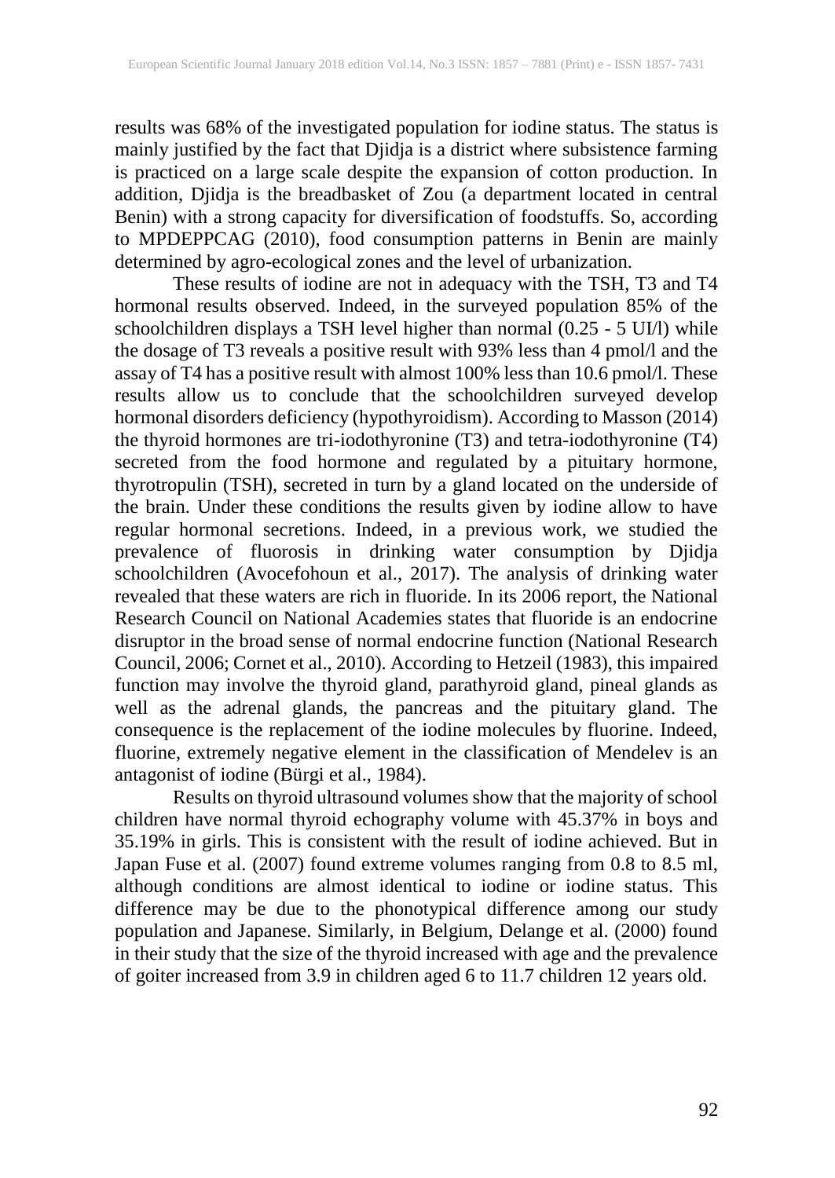results was 68% of the investigated population for iodine status. The status is mainly justified by the fact that Djidja is a district where subsistence farming is practiced on a large scale despite the expansion of cotton production. In addition, Djidja is the breadbasket of Zou (a department located in central Benin) with a strong capacity for diversification of foodstuffs. So, according to MPDEPPCAG (2010), food consumption patterns in Benin are mainly determined by agro-ecological zones and the level of urbanization.

These results of iodine are not in adequacy with the TSH, T3 and T4 hormonal results observed. Indeed, in the surveyed population 85% of the schoolchildren displays a TSH level higher than normal (0.25 - 5 UI/l) while the dosage of T3 reveals a positive result with 93% less than 4 pmol/l and the assay of T4 has a positive result with almost 100% less than 10.6 pmol/l. These results allow us to conclude that the schoolchildren surveyed develop hormonal disorders deficiency (hypothyroidism). According to Masson (2014) the thyroid hormones are tri-iodothyronine (T3) and tetra-iodothyronine (T4) secreted from the food hormone and regulated by a pituitary hormone, thyrotropulin (TSH), secreted in turn by a gland located on the underside of the brain. Under these conditions the results given by iodine allow to have regular hormonal secretions. Indeed, in a previous work, we studied the prevalence of fluorosis in drinking water consumption by Djidja schoolchildren (Avocefohoun et al., 2017). The analysis of drinking water revealed that these waters are rich in fluoride. In its 2006 report, the National Research Council on National Academies states that fluoride is an endocrine disruptor in the broad sense of normal endocrine function (National Research Council, 2006; Cornet et al., 2010). According to Hetzeil (1983), this impaired function may involve the thyroid gland, parathyroid gland, pineal glands as well as the adrenal glands, the pancreas and the pituitary gland. The consequence is the replacement of the iodine molecules by fluorine. Indeed, fluorine, extremely negative element in the classification of Mendelev is an antagonist of iodine (Bürgi et al., 1984).

Results on thyroid ultrasound volumes show that the majority of school children have normal thyroid echography volume with 45.37% in boys and 35.19% in girls. This is consistent with the result of iodine achieved. But in Japan Fuse et al. (2007) found extreme volumes ranging from 0.8 to 8.5 ml, although conditions are almost identical to iodine or iodine status. This difference may be due to the phonotypical difference among our study population and Japanese. Similarly, in Belgium, Delange et al. (2000) found in their study that the size of the thyroid increased with age and the prevalence of goiter increased from 3.9 in children aged 6 to 11.7 children 12 years old.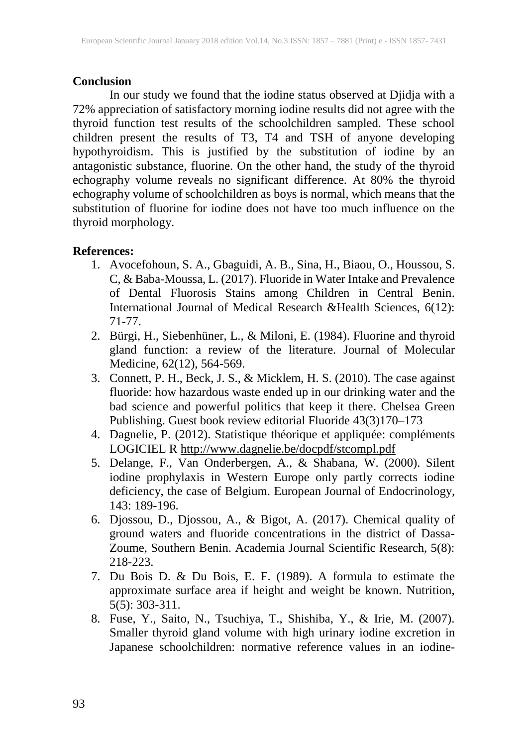## Conclusion

In our study we found that the iodine status observed at Djidja with a 72% appreciation of satisfactory morning iodine results did not agree with the thyroid function test results of the schoolchildren sampled. These school children present the results of T3, T4 and TSH of anyone developing hypothyroidism. This is justified by the substitution of iodine by an antagonistic substance, fluorine. On the other hand, the study of the thyroid echography volume reveals no significant difference. At 80% the thyroid echography volume of schoolchildren as boys is normal, which means that the substitution of fluorine for iodine does not have too much influence on the thyroid morphology.

## References:

1. Avocefohoun, S. A., Gbaguidi, A. B., Sina, H., Biaou, O., Houssou, S. C, & Baba-Moussa, L. (2017). Fluoride in Water Intake and Prevalence of Dental Fluorosis Stains among Children in Central Benin. International Journal of Medical Research &Health Sciences, 6(12): 71-77.
2. Bürgi, H., Siebenhüner, L., & Miloni, E. (1984). Fluorine and thyroid gland function: a review of the literature. Journal of Molecular Medicine, 62(12), 564-569.
3. Connett, P. H., Beck, J. S., & Micklem, H. S. (2010). The case against fluoride: how hazardous waste ended up in our drinking water and the bad science and powerful politics that keep it there. Chelsea Green Publishing. Guest book review editorial Fluoride 43(3)170–173
4. Dagnelie, P. (2012). Statistique théorique et appliquée: compléments LOGICIEL R http://www.dagnelie.be/docpdf/stcompl.pdf
5. Delange, F., Van Onderbergen, A., & Shabana, W. (2000). Silent iodine prophylaxis in Western Europe only partly corrects iodine deficiency, the case of Belgium. European Journal of Endocrinology, 143: 189-196.
6. Djossou, D., Djossou, A., & Bigot, A. (2017). Chemical quality of ground waters and fluoride concentrations in the district of Dassa-Zoume, Southern Benin. Academia Journal Scientific Research, 5(8): 218-223.
7. Du Bois D. & Du Bois, E. F. (1989). A formula to estimate the approximate surface area if height and weight be known. Nutrition, 5(5): 303-311.
8. Fuse, Y., Saito, N., Tsuchiya, T., Shishiba, Y., & Irie, M. (2007). Smaller thyroid gland volume with high urinary iodine excretion in Japanese schoolchildren: normative reference values in an iodine-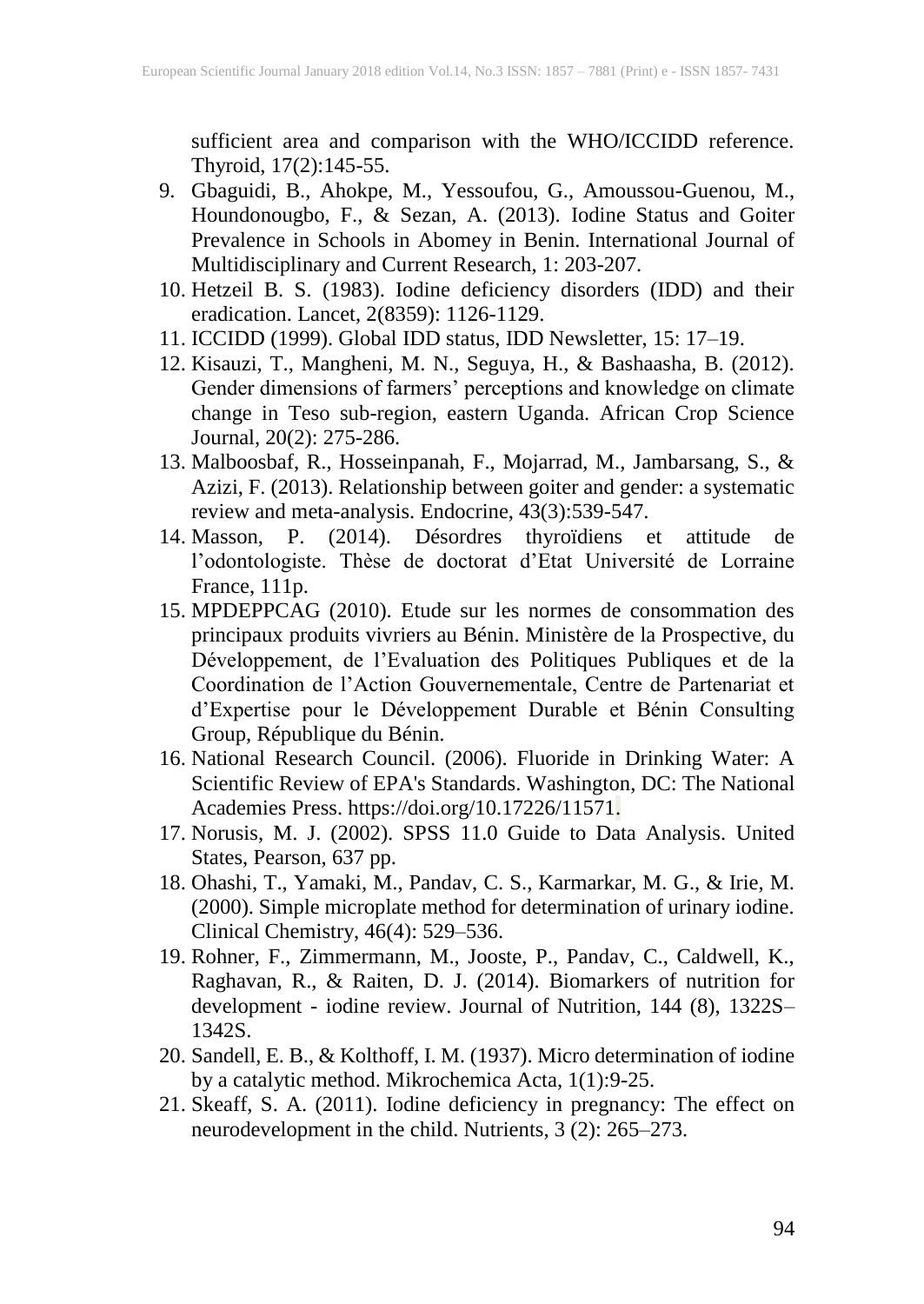sufficient area and comparison with the WHO/ICCIDD reference. Thyroid, 17(2):145-55.

9. Gbaguidi, B., Ahokpe, M., Yessoufou, G., Amoussou-Guenou, M., Houndonougbo, F., & Sezan, A. (2013). Iodine Status and Goiter Prevalence in Schools in Abomey in Benin. International Journal of Multidisciplinary and Current Research, 1: 203-207.
10. Hetzeil B. S. (1983). Iodine deficiency disorders (IDD) and their eradication. Lancet, 2(8359): 1126-1129.
11. ICCIDD (1999). Global IDD status, IDD Newsletter, 15: 17–19.
12. Kisauzi, T., Mangheni, M. N., Seguya, H., & Bashaasha, B. (2012). Gender dimensions of farmers' perceptions and knowledge on climate change in Teso sub-region, eastern Uganda. African Crop Science Journal, 20(2): 275-286.
13. Malboosbaf, R., Hosseinpanah, F., Mojarrad, M., Jambarsang, S., & Azizi, F. (2013). Relationship between goiter and gender: a systematic review and meta-analysis. Endocrine, 43(3):539-547.
14. Masson, P. (2014). Désordres thyroïdiens et attitude de l'odontologiste. Thèse de doctorat d'Etat Université de Lorraine France, 111p.
15. MPDEPPCAG (2010). Etude sur les normes de consommation des principaux produits vivriers au Bénin. Ministère de la Prospective, du Développement, de l'Evaluation des Politiques Publiques et de la Coordination de l'Action Gouvernementale, Centre de Partenariat et d'Expertise pour le Développement Durable et Bénin Consulting Group, République du Bénin.
16. National Research Council. (2006). Fluoride in Drinking Water: A Scientific Review of EPA's Standards. Washington, DC: The National Academies Press. https://doi.org/10.17226/11571.
17. Norusis, M. J. (2002). SPSS 11.0 Guide to Data Analysis. United States, Pearson, 637 pp.
18. Ohashi, T., Yamaki, M., Pandav, C. S., Karmarkar, M. G., & Irie, M. (2000). Simple microplate method for determination of urinary iodine. Clinical Chemistry, 46(4): 529–536.
19. Rohner, F., Zimmermann, M., Jooste, P., Pandav, C., Caldwell, K., Raghavan, R., & Raiten, D. J. (2014). Biomarkers of nutrition for development - iodine review. Journal of Nutrition, 144 (8), 1322S–1342S.
20. Sandell, E. B., & Kolthoff, I. M. (1937). Micro determination of iodine by a catalytic method. Mikrochemica Acta, 1(1):9-25.
21. Skeaff, S. A. (2011). Iodine deficiency in pregnancy: The effect on neurodevelopment in the child. Nutrients, 3 (2): 265–273.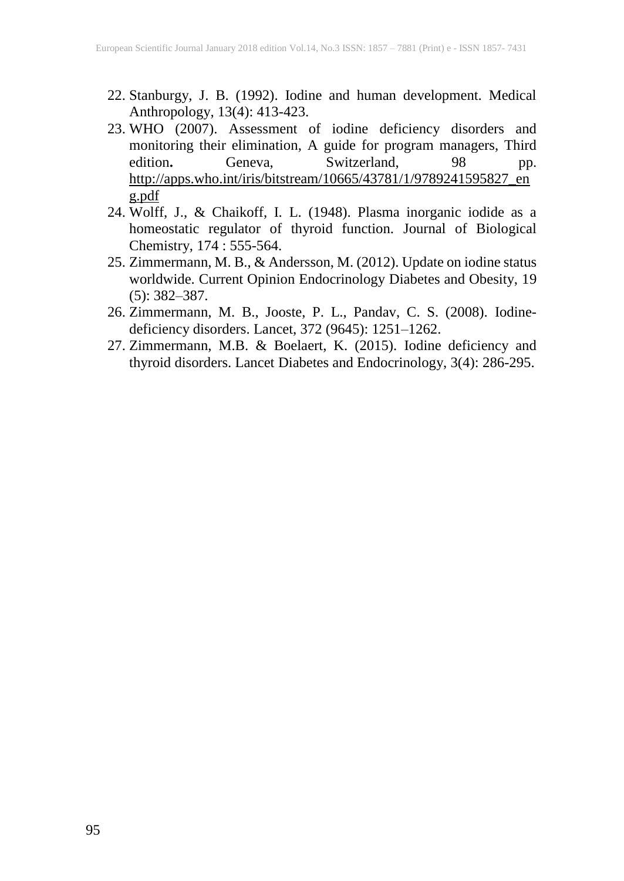22. Stanburgy, J. B. (1992). Iodine and human development. Medical Anthropology, 13(4): 413-423.
23. WHO (2007). Assessment of iodine deficiency disorders and monitoring their elimination, A guide for program managers, Third edition**.** Geneva, Switzerland, 98 pp. http://apps.who.int/iris/bitstream/10665/43781/1/9789241595827_eng.pdf
24. Wolff, J., & Chaikoff, I. L. (1948). Plasma inorganic iodide as a homeostatic regulator of thyroid function. Journal of Biological Chemistry, 174 : 555-564.
25. Zimmermann, M. B., & Andersson, M. (2012). Update on iodine status worldwide. Current Opinion Endocrinology Diabetes and Obesity, 19 (5): 382–387.
26. Zimmermann, M. B., Jooste, P. L., Pandav, C. S. (2008). Iodine-deficiency disorders. Lancet, 372 (9645): 1251–1262.
27. Zimmermann, M.B. & Boelaert, K. (2015). Iodine deficiency and thyroid disorders. Lancet Diabetes and Endocrinology, 3(4): 286-295.